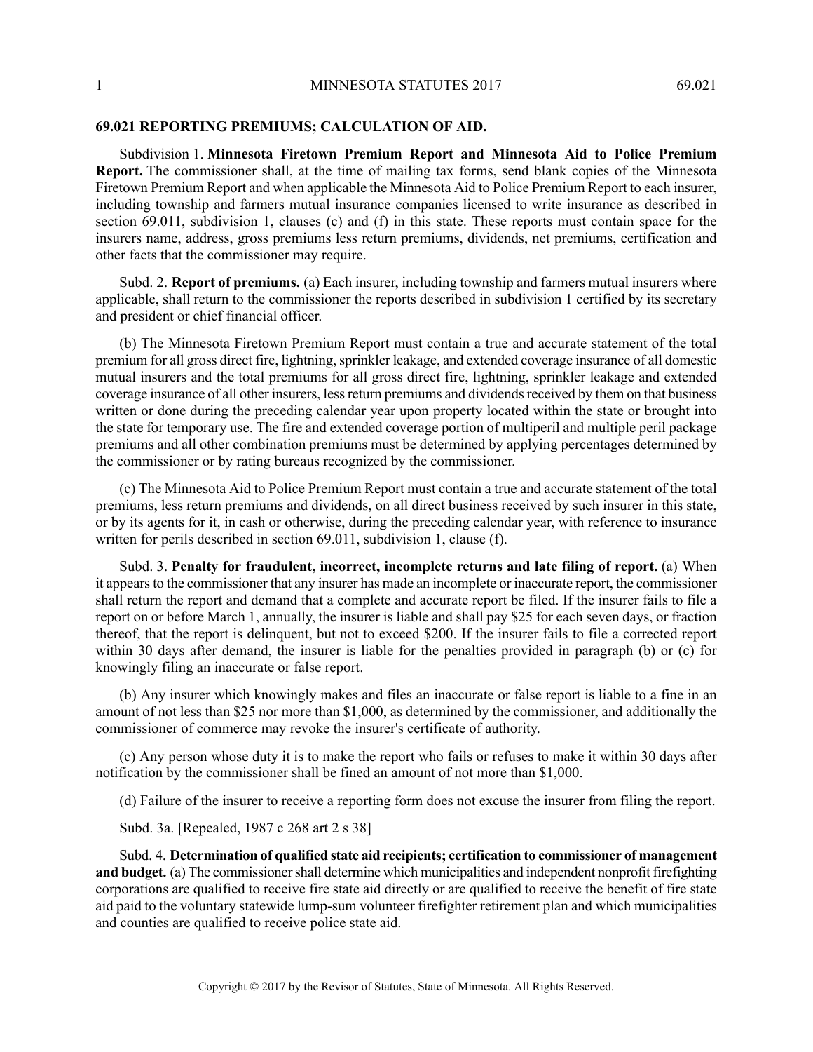## 69.021 REPORTING PREMIUMS; CALCULATION OF AID.

Subdivision 1. **Minnesota Firetown Premium Report and Minnesota Aid to Police Premium Report.** The commissioner shall, at the time of mailing tax forms, send blank copies of the Minnesota Firetown Premium Report and when applicable the Minnesota Aid to Police Premium Report to each insurer, including township and farmers mutual insurance companies licensed to write insurance as described in section 69.011, subdivision 1, clauses (c) and (f) in this state. These reports must contain space for the insurers name, address, gross premiums less return premiums, dividends, net premiums, certification and other facts that the commissioner may require.

Subd. 2. **Report of premiums.** (a) Each insurer, including township and farmers mutual insurers where applicable, shall return to the commissioner the reports described in subdivision 1 certified by its secretary and president or chief financial officer.

(b) The Minnesota Firetown Premium Report must contain a true and accurate statement of the total premium for all gross direct fire, lightning, sprinkler leakage, and extended coverage insurance of all domestic mutual insurers and the total premiums for all gross direct fire, lightning, sprinkler leakage and extended coverage insurance of all other insurers, less return premiums and dividends received by them on that business written or done during the preceding calendar year upon property located within the state or brought into the state for temporary use. The fire and extended coverage portion of multiperil and multiple peril package premiums and all other combination premiums must be determined by applying percentages determined by the commissioner or by rating bureaus recognized by the commissioner.

(c) The Minnesota Aid to Police Premium Report must contain a true and accurate statement of the total premiums, less return premiums and dividends, on all direct business received by such insurer in this state, or by its agents for it, in cash or otherwise, during the preceding calendar year, with reference to insurance written for perils described in section 69.011, subdivision 1, clause (f).

Subd. 3. **Penalty for fraudulent, incorrect, incomplete returns and late filing of report.** (a) When it appears to the commissioner that any insurer has made an incomplete or inaccurate report, the commissioner shall return the report and demand that a complete and accurate report be filed. If the insurer fails to file a report on or before March 1, annually, the insurer is liable and shall pay $25 for each seven days, or fraction thereof, that the report is delinquent, but not to exceed $200. If the insurer fails to file a corrected report within 30 days after demand, the insurer is liable for the penalties provided in paragraph (b) or (c) for knowingly filing an inaccurate or false report.

(b) Any insurer which knowingly makes and files an inaccurate or false report is liable to a fine in an amount of not less than $25 nor more than $1,000, as determined by the commissioner, and additionally the commissioner of commerce may revoke the insurer's certificate of authority.

(c) Any person whose duty it is to make the report who fails or refuses to make it within 30 days after notification by the commissioner shall be fined an amount of not more than $1,000.

(d) Failure of the insurer to receive a reporting form does not excuse the insurer from filing the report.

Subd. 3a. [Repealed, 1987 c 268 art 2 s 38]

Subd. 4. **Determination of qualified state aid recipients; certification to commissioner of management and budget.** (a) The commissioner shall determine which municipalities and independent nonprofit firefighting corporations are qualified to receive fire state aid directly or are qualified to receive the benefit of fire state aid paid to the voluntary statewide lump-sum volunteer firefighter retirement plan and which municipalities and counties are qualified to receive police state aid.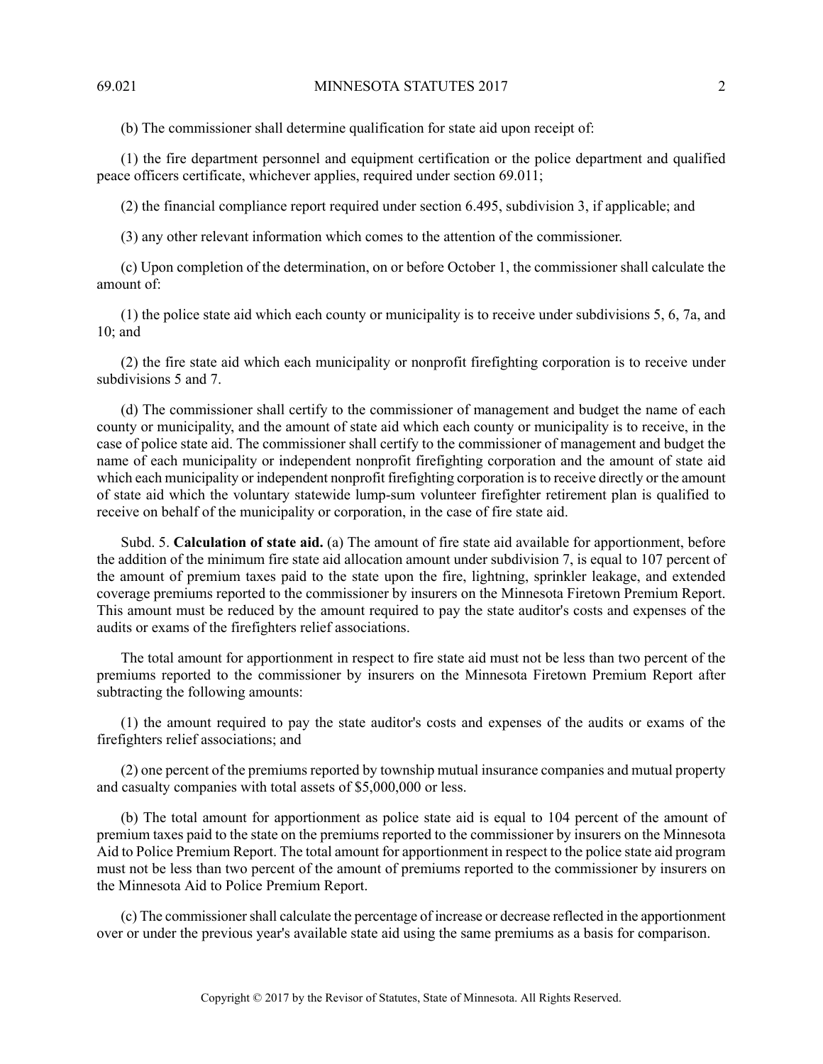(b) The commissioner shall determine qualification for state aid upon receipt of:

(1) the fire department personnel and equipment certification or the police department and qualified peace officers certificate, whichever applies, required under section 69.011;

(2) the financial compliance report required under section 6.495, subdivision 3, if applicable; and

(3) any other relevant information which comes to the attention of the commissioner.

(c) Upon completion of the determination, on or before October 1, the commissioner shall calculate the amount of:

(1) the police state aid which each county or municipality is to receive under subdivisions 5, 6, 7a, and 10; and

(2) the fire state aid which each municipality or nonprofit firefighting corporation is to receive under subdivisions 5 and 7.

(d) The commissioner shall certify to the commissioner of management and budget the name of each county or municipality, and the amount of state aid which each county or municipality is to receive, in the case of police state aid. The commissioner shall certify to the commissioner of management and budget the name of each municipality or independent nonprofit firefighting corporation and the amount of state aid which each municipality or independent nonprofit firefighting corporation is to receive directly or the amount of state aid which the voluntary statewide lump-sum volunteer firefighter retirement plan is qualified to receive on behalf of the municipality or corporation, in the case of fire state aid.

Subd. 5. **Calculation of state aid.** (a) The amount of fire state aid available for apportionment, before the addition of the minimum fire state aid allocation amount under subdivision 7, is equal to 107 percent of the amount of premium taxes paid to the state upon the fire, lightning, sprinkler leakage, and extended coverage premiums reported to the commissioner by insurers on the Minnesota Firetown Premium Report. This amount must be reduced by the amount required to pay the state auditor's costs and expenses of the audits or exams of the firefighters relief associations.

The total amount for apportionment in respect to fire state aid must not be less than two percent of the premiums reported to the commissioner by insurers on the Minnesota Firetown Premium Report after subtracting the following amounts:

(1) the amount required to pay the state auditor's costs and expenses of the audits or exams of the firefighters relief associations; and

(2) one percent of the premiums reported by township mutual insurance companies and mutual property and casualty companies with total assets of $5,000,000 or less.

(b) The total amount for apportionment as police state aid is equal to 104 percent of the amount of premium taxes paid to the state on the premiums reported to the commissioner by insurers on the Minnesota Aid to Police Premium Report. The total amount for apportionment in respect to the police state aid program must not be less than two percent of the amount of premiums reported to the commissioner by insurers on the Minnesota Aid to Police Premium Report.

(c) The commissioner shall calculate the percentage of increase or decrease reflected in the apportionment over or under the previous year's available state aid using the same premiums as a basis for comparison.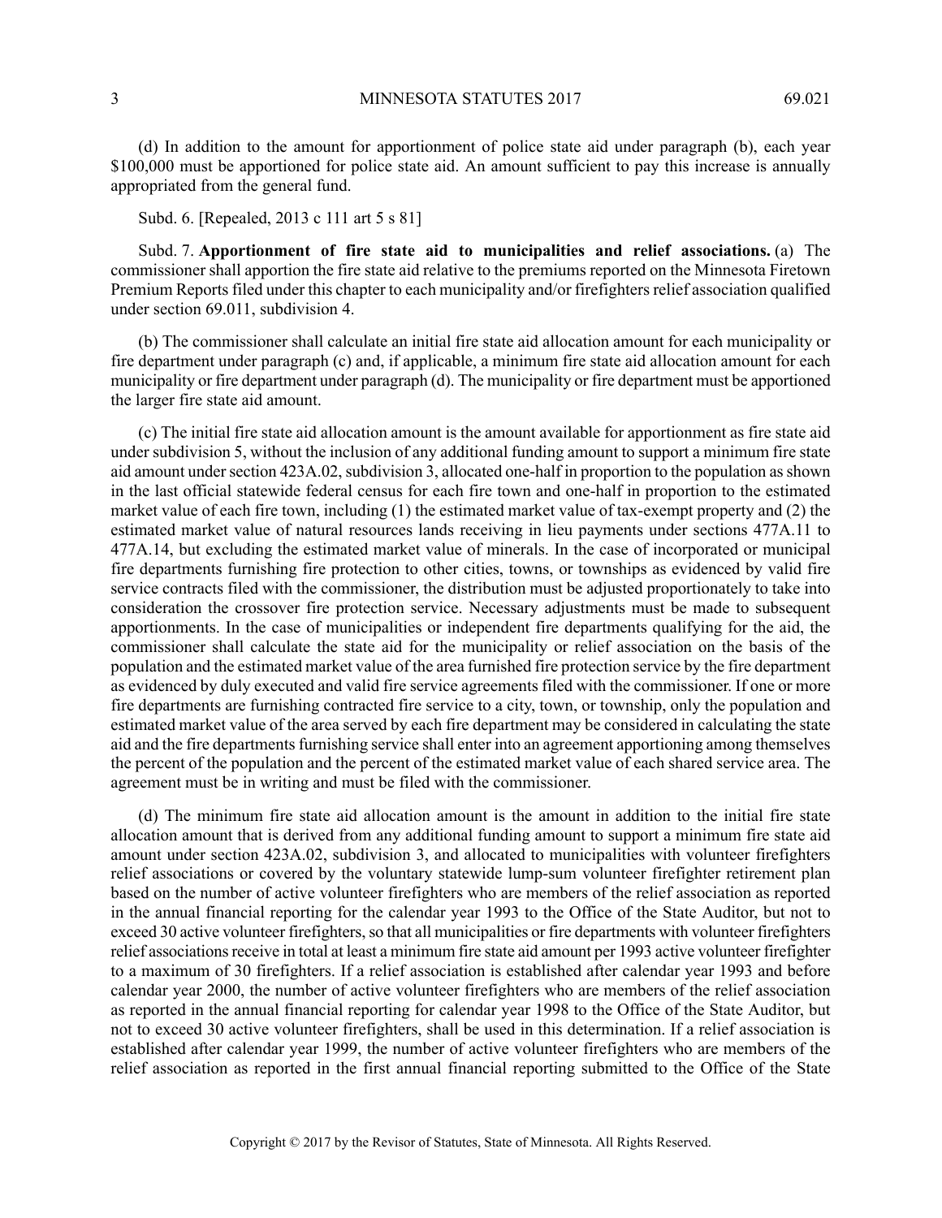(d) In addition to the amount for apportionment of police state aid under paragraph (b), each year $100,000 must be apportioned for police state aid. An amount sufficient to pay this increase is annually appropriated from the general fund.

Subd. 6. [Repealed, 2013 c 111 art 5 s 81]

Subd. 7. **Apportionment of fire state aid to municipalities and relief associations.** (a) The commissioner shall apportion the fire state aid relative to the premiums reported on the Minnesota Firetown Premium Reports filed under this chapter to each municipality and/or firefighters relief association qualified under section 69.011, subdivision 4.

(b) The commissioner shall calculate an initial fire state aid allocation amount for each municipality or fire department under paragraph (c) and, if applicable, a minimum fire state aid allocation amount for each municipality or fire department under paragraph (d). The municipality or fire department must be apportioned the larger fire state aid amount.

(c) The initial fire state aid allocation amount is the amount available for apportionment as fire state aid under subdivision 5, without the inclusion of any additional funding amount to support a minimum fire state aid amount under section 423A.02, subdivision 3, allocated one-half in proportion to the population as shown in the last official statewide federal census for each fire town and one-half in proportion to the estimated market value of each fire town, including (1) the estimated market value of tax-exempt property and (2) the estimated market value of natural resources lands receiving in lieu payments under sections 477A.11 to 477A.14, but excluding the estimated market value of minerals. In the case of incorporated or municipal fire departments furnishing fire protection to other cities, towns, or townships as evidenced by valid fire service contracts filed with the commissioner, the distribution must be adjusted proportionately to take into consideration the crossover fire protection service. Necessary adjustments must be made to subsequent apportionments. In the case of municipalities or independent fire departments qualifying for the aid, the commissioner shall calculate the state aid for the municipality or relief association on the basis of the population and the estimated market value of the area furnished fire protection service by the fire department as evidenced by duly executed and valid fire service agreements filed with the commissioner. If one or more fire departments are furnishing contracted fire service to a city, town, or township, only the population and estimated market value of the area served by each fire department may be considered in calculating the state aid and the fire departments furnishing service shall enter into an agreement apportioning among themselves the percent of the population and the percent of the estimated market value of each shared service area. The agreement must be in writing and must be filed with the commissioner.

(d) The minimum fire state aid allocation amount is the amount in addition to the initial fire state allocation amount that is derived from any additional funding amount to support a minimum fire state aid amount under section 423A.02, subdivision 3, and allocated to municipalities with volunteer firefighters relief associations or covered by the voluntary statewide lump-sum volunteer firefighter retirement plan based on the number of active volunteer firefighters who are members of the relief association as reported in the annual financial reporting for the calendar year 1993 to the Office of the State Auditor, but not to exceed 30 active volunteer firefighters, so that all municipalities or fire departments with volunteer firefighters relief associations receive in total at least a minimum fire state aid amount per 1993 active volunteer firefighter to a maximum of 30 firefighters. If a relief association is established after calendar year 1993 and before calendar year 2000, the number of active volunteer firefighters who are members of the relief association as reported in the annual financial reporting for calendar year 1998 to the Office of the State Auditor, but not to exceed 30 active volunteer firefighters, shall be used in this determination. If a relief association is established after calendar year 1999, the number of active volunteer firefighters who are members of the relief association as reported in the first annual financial reporting submitted to the Office of the State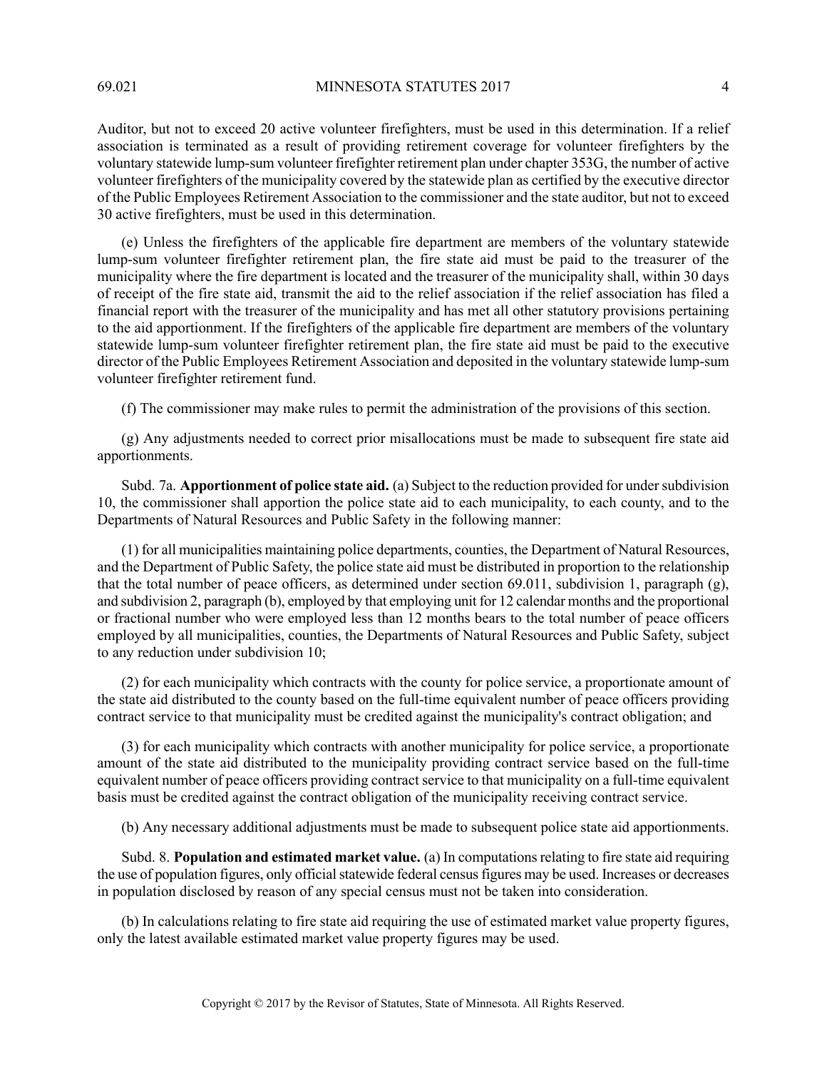Auditor, but not to exceed 20 active volunteer firefighters, must be used in this determination. If a relief association is terminated as a result of providing retirement coverage for volunteer firefighters by the voluntary statewide lump-sum volunteer firefighter retirement plan under chapter 353G, the number of active volunteer firefighters of the municipality covered by the statewide plan as certified by the executive director of the Public Employees Retirement Association to the commissioner and the state auditor, but not to exceed 30 active firefighters, must be used in this determination.

(e) Unless the firefighters of the applicable fire department are members of the voluntary statewide lump-sum volunteer firefighter retirement plan, the fire state aid must be paid to the treasurer of the municipality where the fire department is located and the treasurer of the municipality shall, within 30 days of receipt of the fire state aid, transmit the aid to the relief association if the relief association has filed a financial report with the treasurer of the municipality and has met all other statutory provisions pertaining to the aid apportionment. If the firefighters of the applicable fire department are members of the voluntary statewide lump-sum volunteer firefighter retirement plan, the fire state aid must be paid to the executive director of the Public Employees Retirement Association and deposited in the voluntary statewide lump-sum volunteer firefighter retirement fund.

(f) The commissioner may make rules to permit the administration of the provisions of this section.

(g) Any adjustments needed to correct prior misallocations must be made to subsequent fire state aid apportionments.

Subd. 7a. **Apportionment of police state aid.** (a) Subject to the reduction provided for under subdivision 10, the commissioner shall apportion the police state aid to each municipality, to each county, and to the Departments of Natural Resources and Public Safety in the following manner:

(1) for all municipalities maintaining police departments, counties, the Department of Natural Resources, and the Department of Public Safety, the police state aid must be distributed in proportion to the relationship that the total number of peace officers, as determined under section 69.011, subdivision 1, paragraph (g), and subdivision 2, paragraph (b), employed by that employing unit for 12 calendar months and the proportional or fractional number who were employed less than 12 months bears to the total number of peace officers employed by all municipalities, counties, the Departments of Natural Resources and Public Safety, subject to any reduction under subdivision 10;

(2) for each municipality which contracts with the county for police service, a proportionate amount of the state aid distributed to the county based on the full-time equivalent number of peace officers providing contract service to that municipality must be credited against the municipality's contract obligation; and

(3) for each municipality which contracts with another municipality for police service, a proportionate amount of the state aid distributed to the municipality providing contract service based on the full-time equivalent number of peace officers providing contract service to that municipality on a full-time equivalent basis must be credited against the contract obligation of the municipality receiving contract service.

(b) Any necessary additional adjustments must be made to subsequent police state aid apportionments.

Subd. 8. **Population and estimated market value.** (a) In computations relating to fire state aid requiring the use of population figures, only official statewide federal census figures may be used. Increases or decreases in population disclosed by reason of any special census must not be taken into consideration.

(b) In calculations relating to fire state aid requiring the use of estimated market value property figures, only the latest available estimated market value property figures may be used.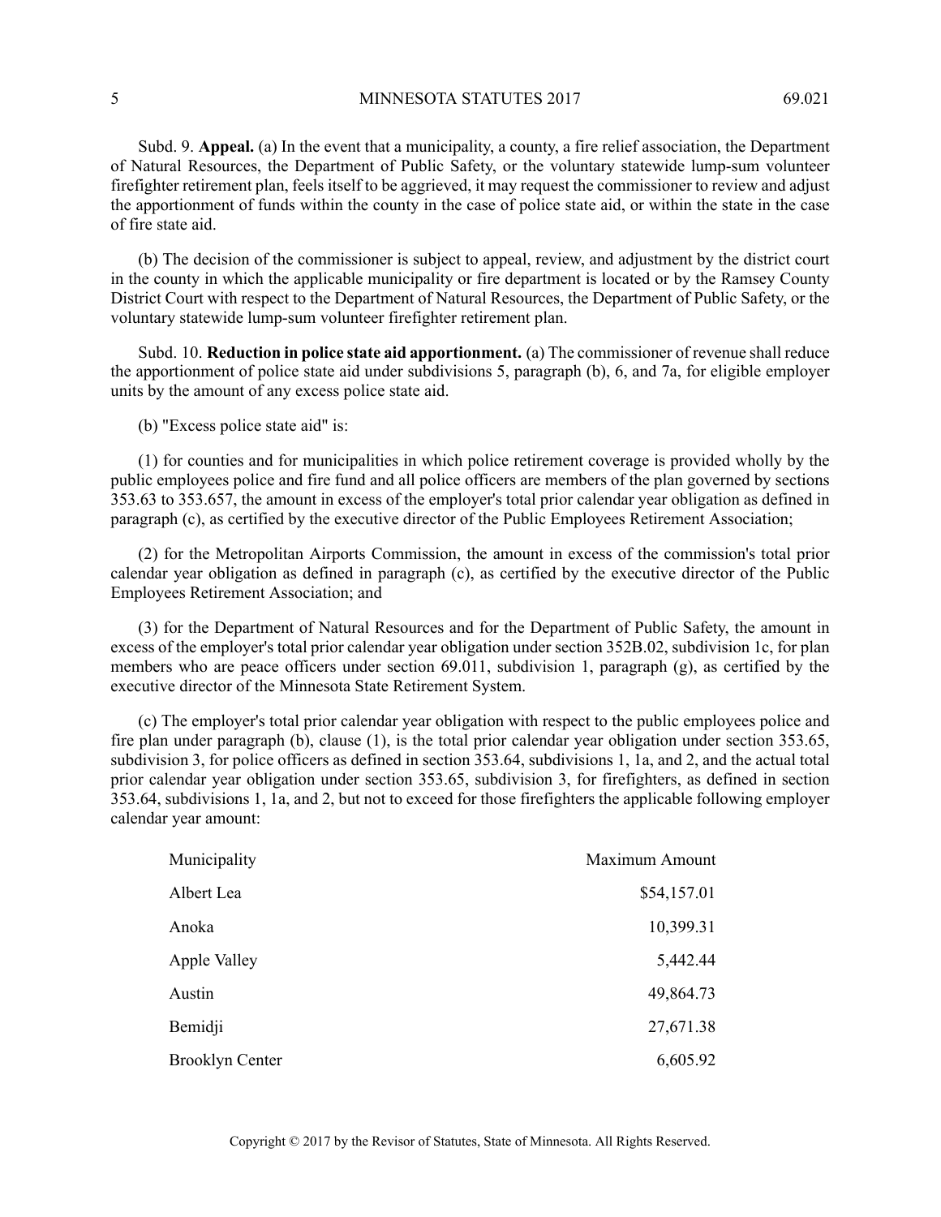Subd. 9. **Appeal.** (a) In the event that a municipality, a county, a fire relief association, the Department of Natural Resources, the Department of Public Safety, or the voluntary statewide lump-sum volunteer firefighter retirement plan, feels itself to be aggrieved, it may request the commissioner to review and adjust the apportionment of funds within the county in the case of police state aid, or within the state in the case of fire state aid.

(b) The decision of the commissioner is subject to appeal, review, and adjustment by the district court in the county in which the applicable municipality or fire department is located or by the Ramsey County District Court with respect to the Department of Natural Resources, the Department of Public Safety, or the voluntary statewide lump-sum volunteer firefighter retirement plan.

Subd. 10. **Reduction in police state aid apportionment.** (a) The commissioner of revenue shall reduce the apportionment of police state aid under subdivisions 5, paragraph (b), 6, and 7a, for eligible employer units by the amount of any excess police state aid.

(b) "Excess police state aid" is:

(1) for counties and for municipalities in which police retirement coverage is provided wholly by the public employees police and fire fund and all police officers are members of the plan governed by sections 353.63 to 353.657, the amount in excess of the employer's total prior calendar year obligation as defined in paragraph (c), as certified by the executive director of the Public Employees Retirement Association;

(2) for the Metropolitan Airports Commission, the amount in excess of the commission's total prior calendar year obligation as defined in paragraph (c), as certified by the executive director of the Public Employees Retirement Association; and

(3) for the Department of Natural Resources and for the Department of Public Safety, the amount in excess of the employer's total prior calendar year obligation under section 352B.02, subdivision 1c, for plan members who are peace officers under section 69.011, subdivision 1, paragraph (g), as certified by the executive director of the Minnesota State Retirement System.

(c) The employer's total prior calendar year obligation with respect to the public employees police and fire plan under paragraph (b), clause (1), is the total prior calendar year obligation under section 353.65, subdivision 3, for police officers as defined in section 353.64, subdivisions 1, 1a, and 2, and the actual total prior calendar year obligation under section 353.65, subdivision 3, for firefighters, as defined in section 353.64, subdivisions 1, 1a, and 2, but not to exceed for those firefighters the applicable following employer calendar year amount:

| Municipality | Maximum Amount |
|---|---:|
| Albert Lea | $54,157.01 |
| Anoka | 10,399.31 |
| Apple Valley | 5,442.44 |
| Austin | 49,864.73 |
| Bemidji | 27,671.38 |
| Brooklyn Center | 6,605.92 |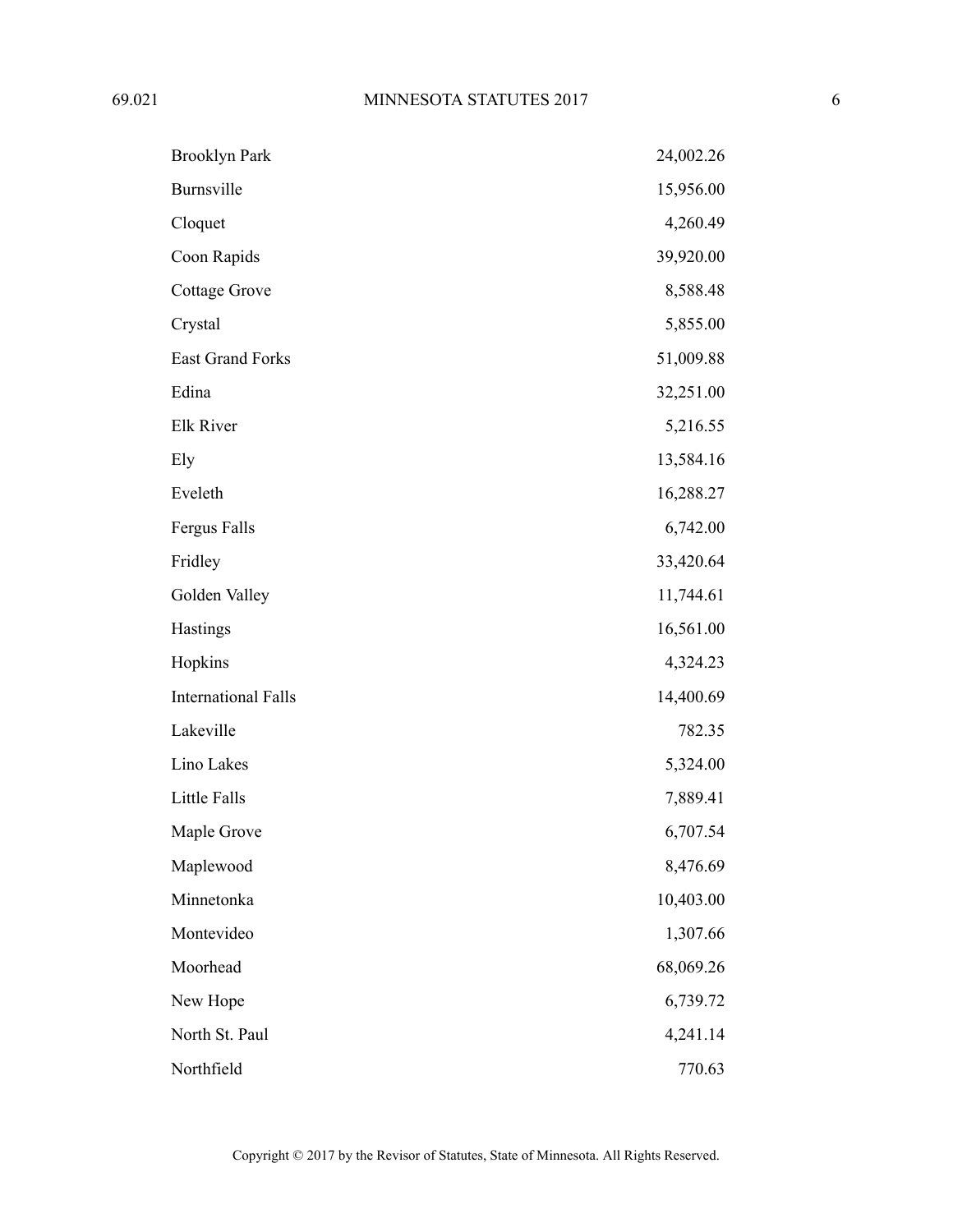| | |
|---|---|
| Brooklyn Park | 24,002.26 |
| Burnsville | 15,956.00 |
| Cloquet | 4,260.49 |
| Coon Rapids | 39,920.00 |
| Cottage Grove | 8,588.48 |
| Crystal | 5,855.00 |
| East Grand Forks | 51,009.88 |
| Edina | 32,251.00 |
| Elk River | 5,216.55 |
| Ely | 13,584.16 |
| Eveleth | 16,288.27 |
| Fergus Falls | 6,742.00 |
| Fridley | 33,420.64 |
| Golden Valley | 11,744.61 |
| Hastings | 16,561.00 |
| Hopkins | 4,324.23 |
| International Falls | 14,400.69 |
| Lakeville | 782.35 |
| Lino Lakes | 5,324.00 |
| Little Falls | 7,889.41 |
| Maple Grove | 6,707.54 |
| Maplewood | 8,476.69 |
| Minnetonka | 10,403.00 |
| Montevideo | 1,307.66 |
| Moorhead | 68,069.26 |
| New Hope | 6,739.72 |
| North St. Paul | 4,241.14 |
| Northfield | 770.63 |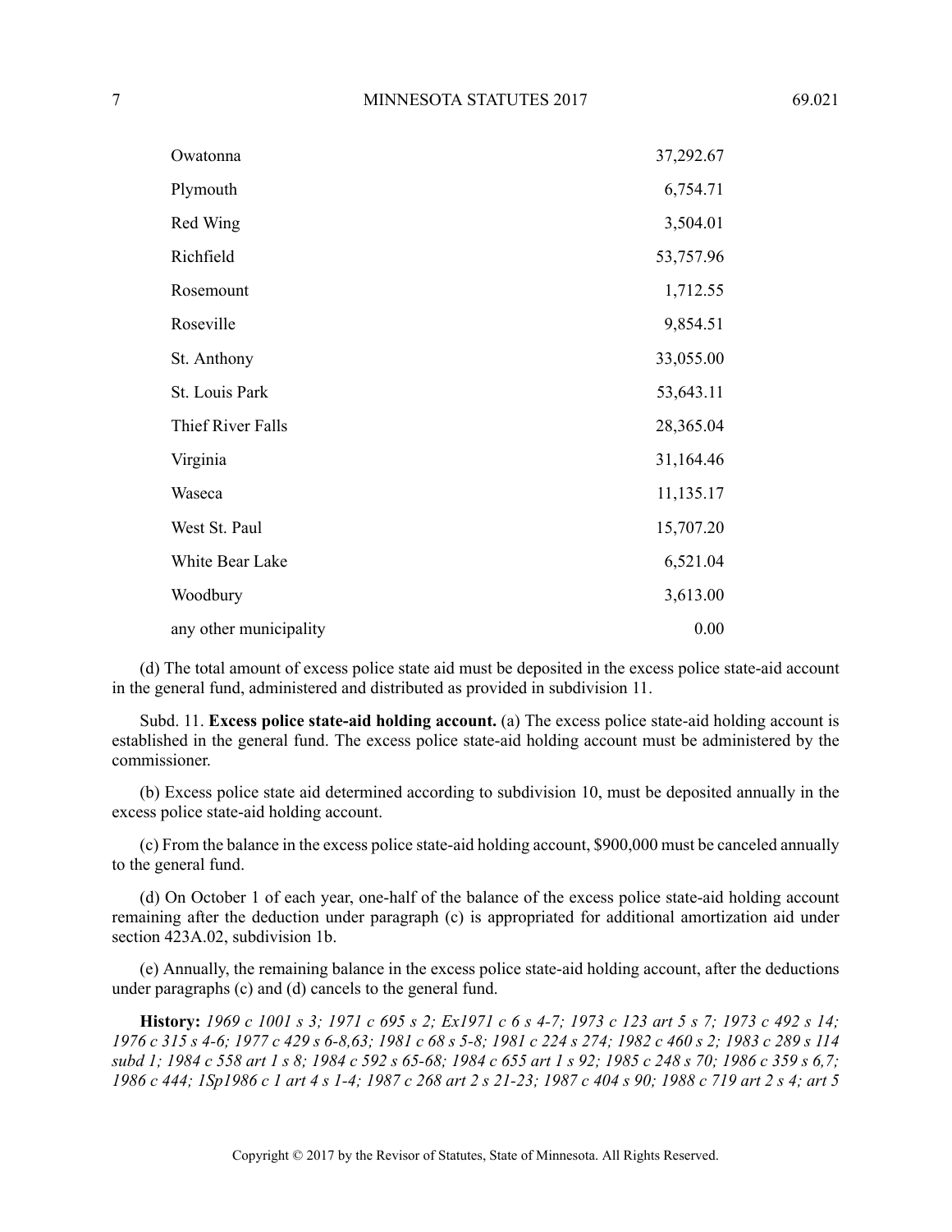| | |
|---|---|
| Owatonna | 37,292.67 |
| Plymouth | 6,754.71 |
| Red Wing | 3,504.01 |
| Richfield | 53,757.96 |
| Rosemount | 1,712.55 |
| Roseville | 9,854.51 |
| St. Anthony | 33,055.00 |
| St. Louis Park | 53,643.11 |
| Thief River Falls | 28,365.04 |
| Virginia | 31,164.46 |
| Waseca | 11,135.17 |
| West St. Paul | 15,707.20 |
| White Bear Lake | 6,521.04 |
| Woodbury | 3,613.00 |
| any other municipality | 0.00 |

(d) The total amount of excess police state aid must be deposited in the excess police state-aid account in the general fund, administered and distributed as provided in subdivision 11.

Subd. 11. **Excess police state-aid holding account.** (a) The excess police state-aid holding account is established in the general fund. The excess police state-aid holding account must be administered by the commissioner.

(b) Excess police state aid determined according to subdivision 10, must be deposited annually in the excess police state-aid holding account.

(c) From the balance in the excess police state-aid holding account, $900,000 must be canceled annually to the general fund.

(d) On October 1 of each year, one-half of the balance of the excess police state-aid holding account remaining after the deduction under paragraph (c) is appropriated for additional amortization aid under section 423A.02, subdivision 1b.

(e) Annually, the remaining balance in the excess police state-aid holding account, after the deductions under paragraphs (c) and (d) cancels to the general fund.

**History:** *1969 c 1001 s 3; 1971 c 695 s 2; Ex1971 c 6 s 4-7; 1973 c 123 art 5 s 7; 1973 c 492 s 14; 1976 c 315 s 4-6; 1977 c 429 s 6-8,63; 1981 c 68 s 5-8; 1981 c 224 s 274; 1982 c 460 s 2; 1983 c 289 s 114 subd 1; 1984 c 558 art 1 s 8; 1984 c 592 s 65-68; 1984 c 655 art 1 s 92; 1985 c 248 s 70; 1986 c 359 s 6,7; 1986 c 444; 1Sp1986 c 1 art 4 s 1-4; 1987 c 268 art 2 s 21-23; 1987 c 404 s 90; 1988 c 719 art 2 s 4; art 5*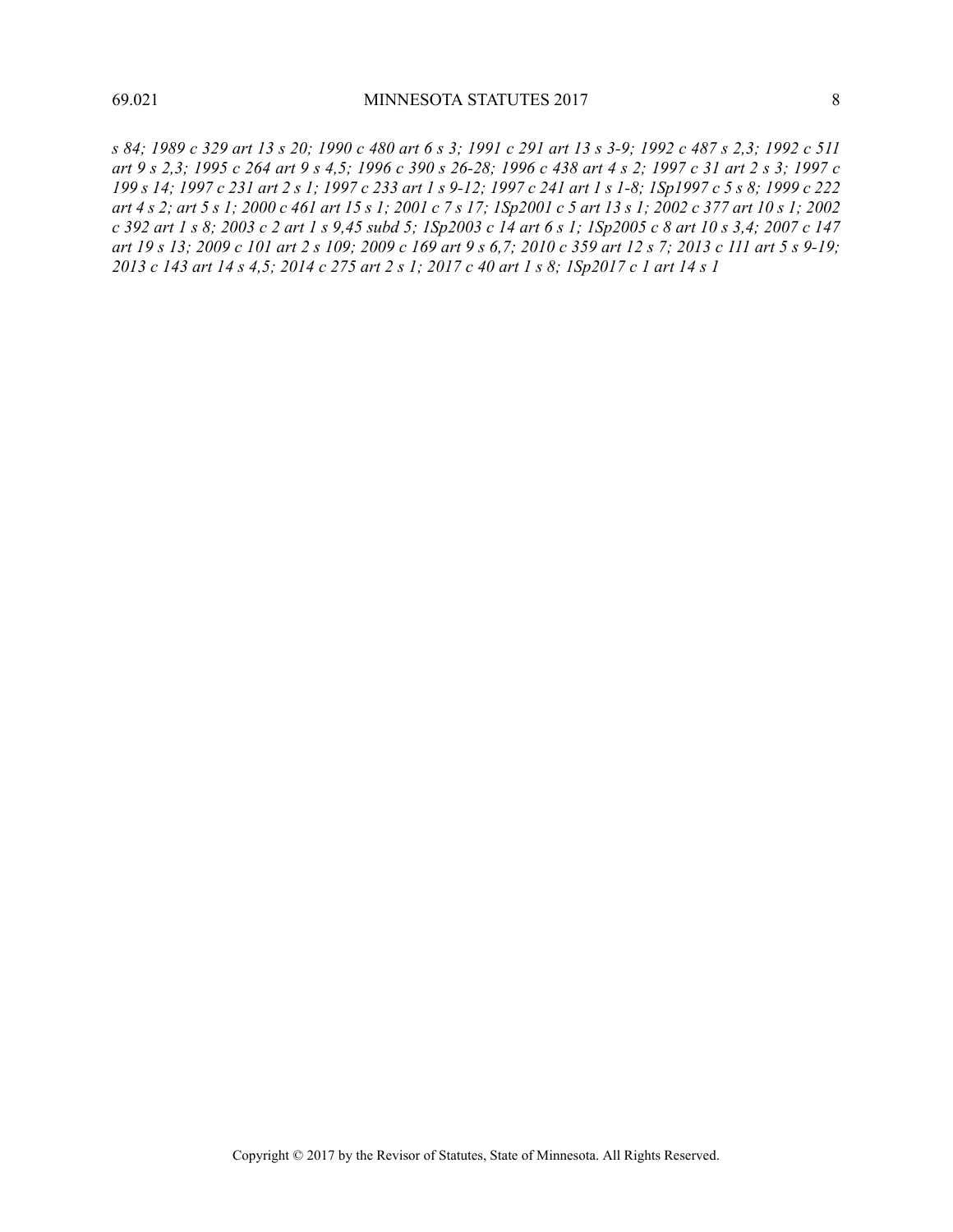*s 84; 1989 c 329 art 13 s 20; 1990 c 480 art 6 s 3; 1991 c 291 art 13 s 3-9; 1992 c 487 s 2,3; 1992 c 511 art 9 s 2,3; 1995 c 264 art 9 s 4,5; 1996 c 390 s 26-28; 1996 c 438 art 4 s 2; 1997 c 31 art 2 s 3; 1997 c 199 s 14; 1997 c 231 art 2 s 1; 1997 c 233 art 1 s 9-12; 1997 c 241 art 1 s 1-8; 1Sp1997 c 5 s 8; 1999 c 222 art 4 s 2; art 5 s 1; 2000 c 461 art 15 s 1; 2001 c 7 s 17; 1Sp2001 c 5 art 13 s 1; 2002 c 377 art 10 s 1; 2002 c 392 art 1 s 8; 2003 c 2 art 1 s 9,45 subd 5; 1Sp2003 c 14 art 6 s 1; 1Sp2005 c 8 art 10 s 3,4; 2007 c 147 art 19 s 13; 2009 c 101 art 2 s 109; 2009 c 169 art 9 s 6,7; 2010 c 359 art 12 s 7; 2013 c 111 art 5 s 9-19; 2013 c 143 art 14 s 4,5; 2014 c 275 art 2 s 1; 2017 c 40 art 1 s 8; 1Sp2017 c 1 art 14 s 1*